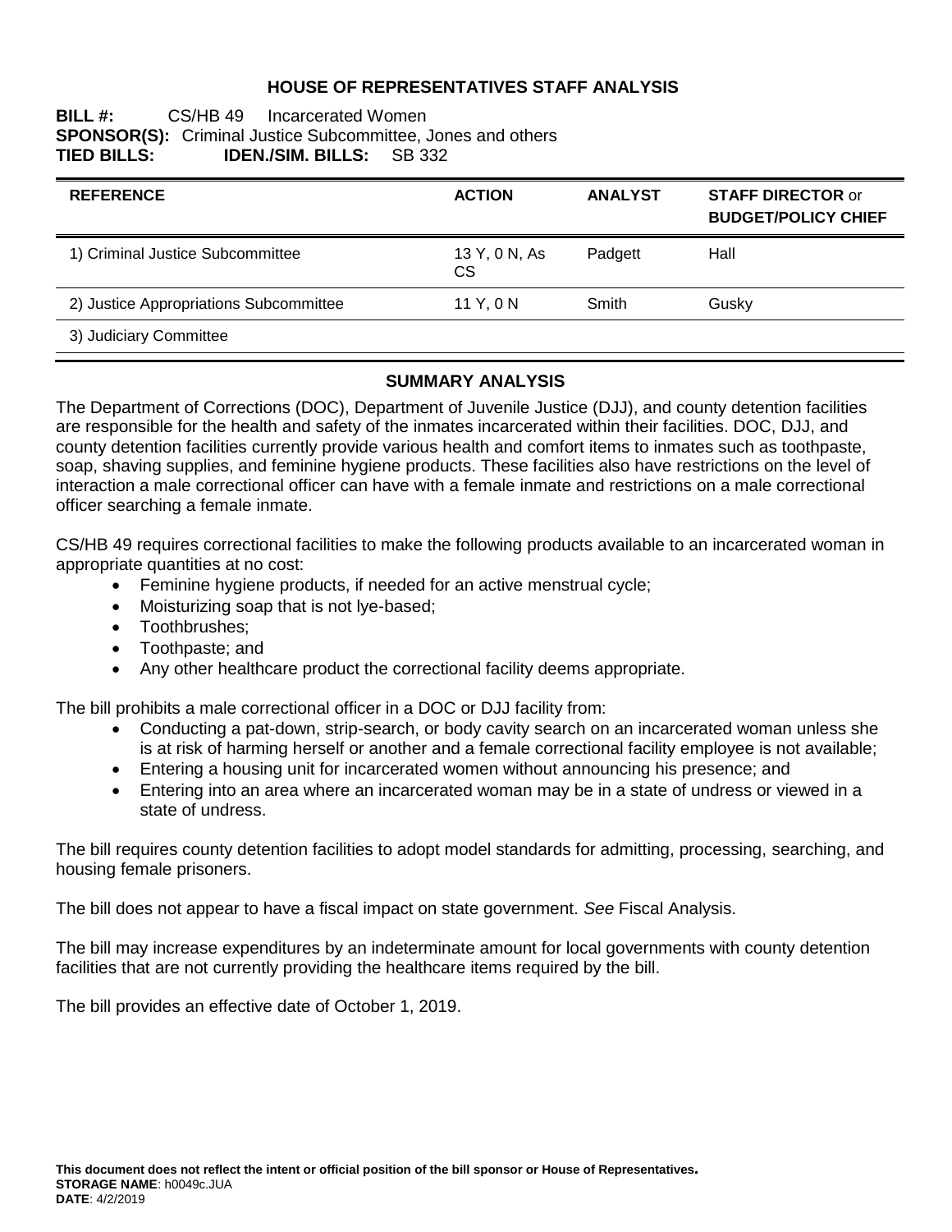# HOUSE OF REPRESENTATIVES STAFF ANALYSIS

**BILL #:** CS/HB 49 Incarcerated Women
**SPONSOR(S):** Criminal Justice Subcommittee, Jones and others
**TIED BILLS:** **IDEN./SIM. BILLS:** SB 332

| REFERENCE | ACTION | ANALYST | STAFF DIRECTOR or BUDGET/POLICY CHIEF |
|---|---|---|---|
| 1) Criminal Justice Subcommittee | 13 Y, 0 N, As CS | Padgett | Hall |
| 2) Justice Appropriations Subcommittee | 11 Y, 0 N | Smith | Gusky |
| 3) Judiciary Committee | | | |

## SUMMARY ANALYSIS

The Department of Corrections (DOC), Department of Juvenile Justice (DJJ), and county detention facilities are responsible for the health and safety of the inmates incarcerated within their facilities. DOC, DJJ, and county detention facilities currently provide various health and comfort items to inmates such as toothpaste, soap, shaving supplies, and feminine hygiene products. These facilities also have restrictions on the level of interaction a male correctional officer can have with a female inmate and restrictions on a male correctional officer searching a female inmate.

CS/HB 49 requires correctional facilities to make the following products available to an incarcerated woman in appropriate quantities at no cost:

- Feminine hygiene products, if needed for an active menstrual cycle;
- Moisturizing soap that is not lye-based;
- Toothbrushes;
- Toothpaste; and
- Any other healthcare product the correctional facility deems appropriate.

The bill prohibits a male correctional officer in a DOC or DJJ facility from:

- Conducting a pat-down, strip-search, or body cavity search on an incarcerated woman unless she is at risk of harming herself or another and a female correctional facility employee is not available;
- Entering a housing unit for incarcerated women without announcing his presence; and
- Entering into an area where an incarcerated woman may be in a state of undress or viewed in a state of undress.

The bill requires county detention facilities to adopt model standards for admitting, processing, searching, and housing female prisoners.

The bill does not appear to have a fiscal impact on state government. *See* Fiscal Analysis.

The bill may increase expenditures by an indeterminate amount for local governments with county detention facilities that are not currently providing the healthcare items required by the bill.

The bill provides an effective date of October 1, 2019.

**This document does not reflect the intent or official position of the bill sponsor or House of Representatives.**
**STORAGE NAME**: h0049c.JUA
**DATE**: 4/2/2019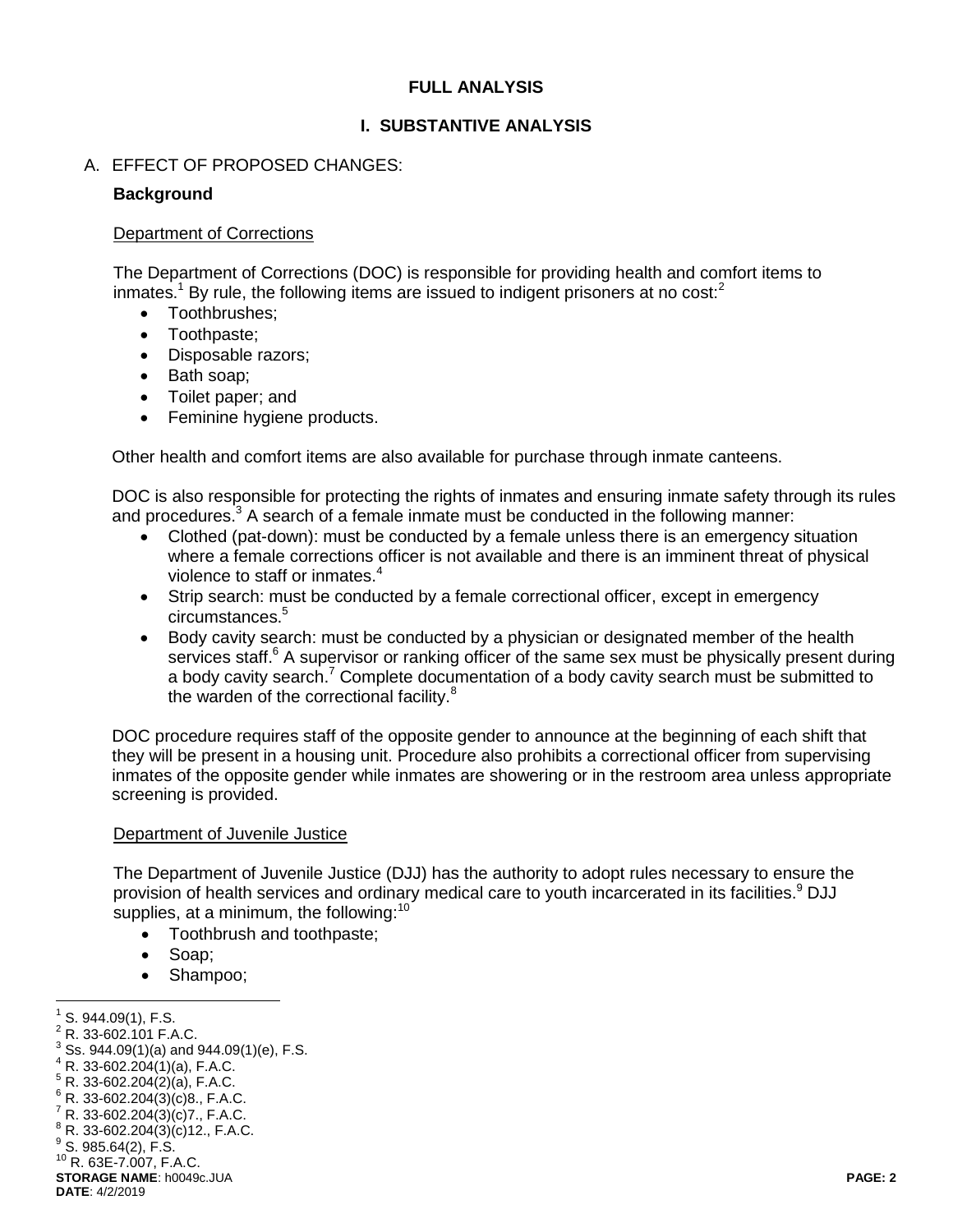**FULL ANALYSIS**

**I. SUBSTANTIVE ANALYSIS**

A. EFFECT OF PROPOSED CHANGES:

**Background**

Department of Corrections

The Department of Corrections (DOC) is responsible for providing health and comfort items to inmates.[1] By rule, the following items are issued to indigent prisoners at no cost:[2]

- Toothbrushes;
- Toothpaste;
- Disposable razors;
- Bath soap;
- Toilet paper; and
- Feminine hygiene products.

Other health and comfort items are also available for purchase through inmate canteens.

DOC is also responsible for protecting the rights of inmates and ensuring inmate safety through its rules and procedures.[3] A search of a female inmate must be conducted in the following manner:

- Clothed (pat-down): must be conducted by a female unless there is an emergency situation where a female corrections officer is not available and there is an imminent threat of physical violence to staff or inmates.[4]
- Strip search: must be conducted by a female correctional officer, except in emergency circumstances.[5]
- Body cavity search: must be conducted by a physician or designated member of the health services staff.[6] A supervisor or ranking officer of the same sex must be physically present during a body cavity search.[7] Complete documentation of a body cavity search must be submitted to the warden of the correctional facility.[8]

DOC procedure requires staff of the opposite gender to announce at the beginning of each shift that they will be present in a housing unit. Procedure also prohibits a correctional officer from supervising inmates of the opposite gender while inmates are showering or in the restroom area unless appropriate screening is provided.

Department of Juvenile Justice

The Department of Juvenile Justice (DJJ) has the authority to adopt rules necessary to ensure the provision of health services and ordinary medical care to youth incarcerated in its facilities.[9] DJJ supplies, at a minimum, the following:[10]

- Toothbrush and toothpaste;
- Soap;
- Shampoo;

---

[1] S. 944.09(1), F.S.
[2] R. 33-602.101 F.A.C.
[3] Ss. 944.09(1)(a) and 944.09(1)(e), F.S.
[4] R. 33-602.204(1)(a), F.A.C.
[5] R. 33-602.204(2)(a), F.A.C.
[6] R. 33-602.204(3)(c)8., F.A.C.
[7] R. 33-602.204(3)(c)7., F.A.C.
[8] R. 33-602.204(3)(c)12., F.A.C.
[9] S. 985.64(2), F.S.
[10] R. 63E-7.007, F.A.C.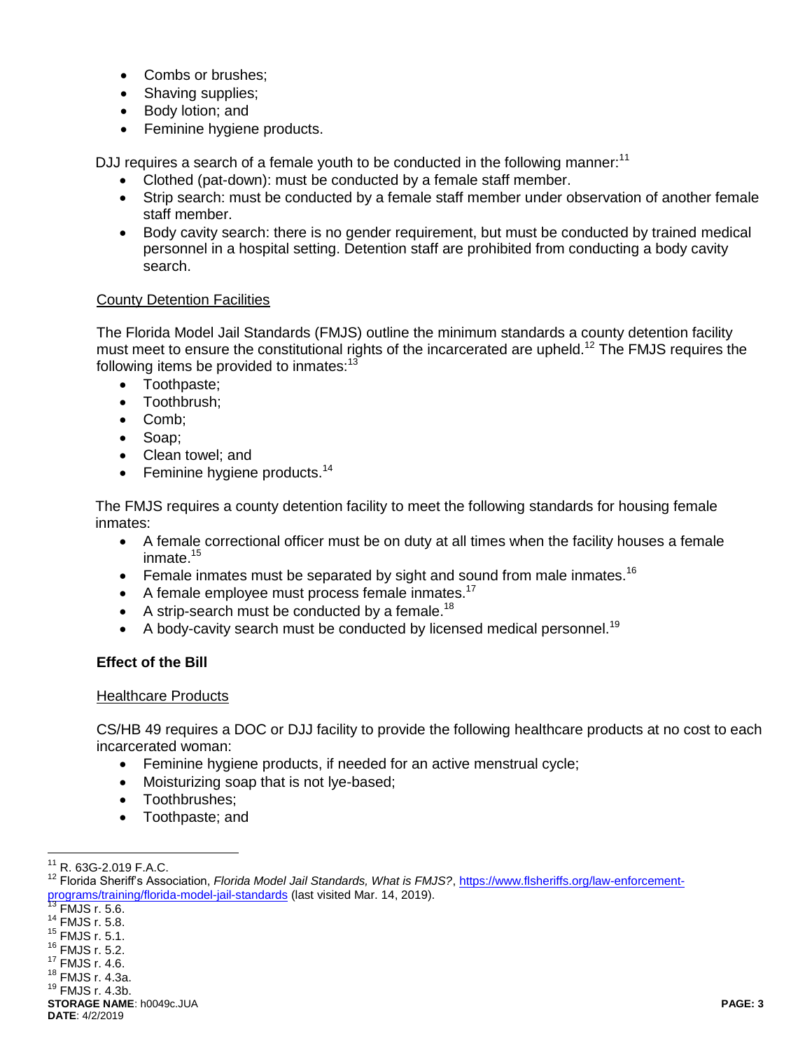- Combs or brushes;
- Shaving supplies;
- Body lotion; and
- Feminine hygiene products.

DJJ requires a search of a female youth to be conducted in the following manner:[11]

- Clothed (pat-down): must be conducted by a female staff member.
- Strip search: must be conducted by a female staff member under observation of another female staff member.
- Body cavity search: there is no gender requirement, but must be conducted by trained medical personnel in a hospital setting. Detention staff are prohibited from conducting a body cavity search.

<u>County Detention Facilities</u>

The Florida Model Jail Standards (FMJS) outline the minimum standards a county detention facility must meet to ensure the constitutional rights of the incarcerated are upheld.[12] The FMJS requires the following items be provided to inmates:[13]

- Toothpaste;
- Toothbrush;
- Comb;
- Soap;
- Clean towel; and
- Feminine hygiene products.[14]

The FMJS requires a county detention facility to meet the following standards for housing female inmates:

- A female correctional officer must be on duty at all times when the facility houses a female inmate.[15]
- Female inmates must be separated by sight and sound from male inmates.[16]
- A female employee must process female inmates.[17]
- A strip-search must be conducted by a female.[18]
- A body-cavity search must be conducted by licensed medical personnel.[19]

**Effect of the Bill**

<u>Healthcare Products</u>

CS/HB 49 requires a DOC or DJJ facility to provide the following healthcare products at no cost to each incarcerated woman:

- Feminine hygiene products, if needed for an active menstrual cycle;
- Moisturizing soap that is not lye-based;
- Toothbrushes;
- Toothpaste; and

---

[11] R. 63G-2.019 F.A.C.

[12] Florida Sheriff's Association, *Florida Model Jail Standards, What is FMJS?*, https://www.flsheriffs.org/law-enforcement-programs/training/florida-model-jail-standards (last visited Mar. 14, 2019).

[13] FMJS r. 5.6.

[14] FMJS r. 5.8.

[15] FMJS r. 5.1.

[16] FMJS r. 5.2.

[17] FMJS r. 4.6.

[18] FMJS r. 4.3a.

[19] FMJS r. 4.3b.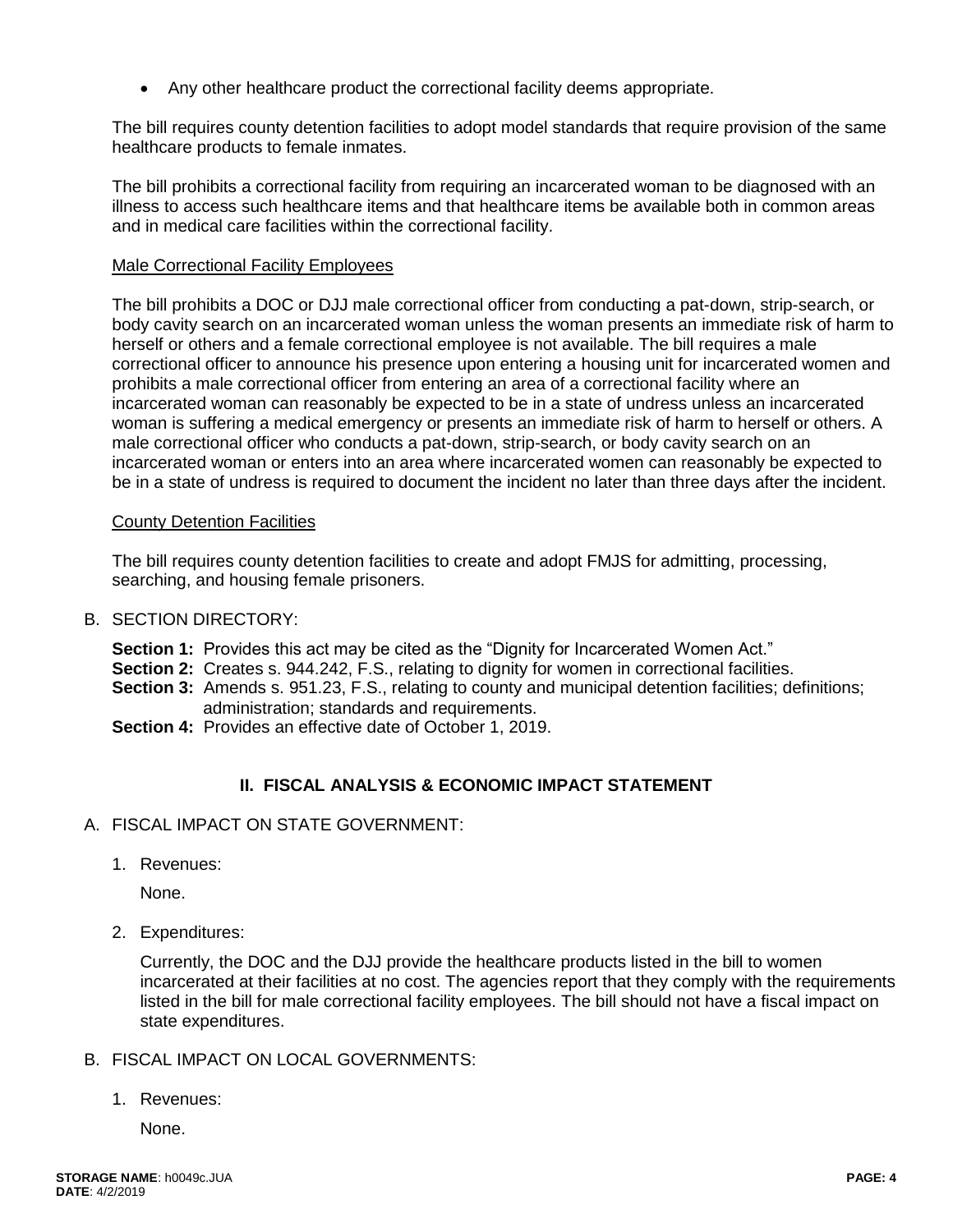- Any other healthcare product the correctional facility deems appropriate.

The bill requires county detention facilities to adopt model standards that require provision of the same healthcare products to female inmates.

The bill prohibits a correctional facility from requiring an incarcerated woman to be diagnosed with an illness to access such healthcare items and that healthcare items be available both in common areas and in medical care facilities within the correctional facility.

Male Correctional Facility Employees

The bill prohibits a DOC or DJJ male correctional officer from conducting a pat-down, strip-search, or body cavity search on an incarcerated woman unless the woman presents an immediate risk of harm to herself or others and a female correctional employee is not available. The bill requires a male correctional officer to announce his presence upon entering a housing unit for incarcerated women and prohibits a male correctional officer from entering an area of a correctional facility where an incarcerated woman can reasonably be expected to be in a state of undress unless an incarcerated woman is suffering a medical emergency or presents an immediate risk of harm to herself or others. A male correctional officer who conducts a pat-down, strip-search, or body cavity search on an incarcerated woman or enters into an area where incarcerated women can reasonably be expected to be in a state of undress is required to document the incident no later than three days after the incident.

County Detention Facilities

The bill requires county detention facilities to create and adopt FMJS for admitting, processing, searching, and housing female prisoners.

B. SECTION DIRECTORY:

**Section 1:** Provides this act may be cited as the "Dignity for Incarcerated Women Act."
**Section 2:** Creates s. 944.242, F.S., relating to dignity for women in correctional facilities.
**Section 3:** Amends s. 951.23, F.S., relating to county and municipal detention facilities; definitions; administration; standards and requirements.
**Section 4:** Provides an effective date of October 1, 2019.

## II. FISCAL ANALYSIS & ECONOMIC IMPACT STATEMENT

A. FISCAL IMPACT ON STATE GOVERNMENT:

1. Revenues:

   None.

2. Expenditures:

   Currently, the DOC and the DJJ provide the healthcare products listed in the bill to women incarcerated at their facilities at no cost. The agencies report that they comply with the requirements listed in the bill for male correctional facility employees. The bill should not have a fiscal impact on state expenditures.

B. FISCAL IMPACT ON LOCAL GOVERNMENTS:

1. Revenues:

   None.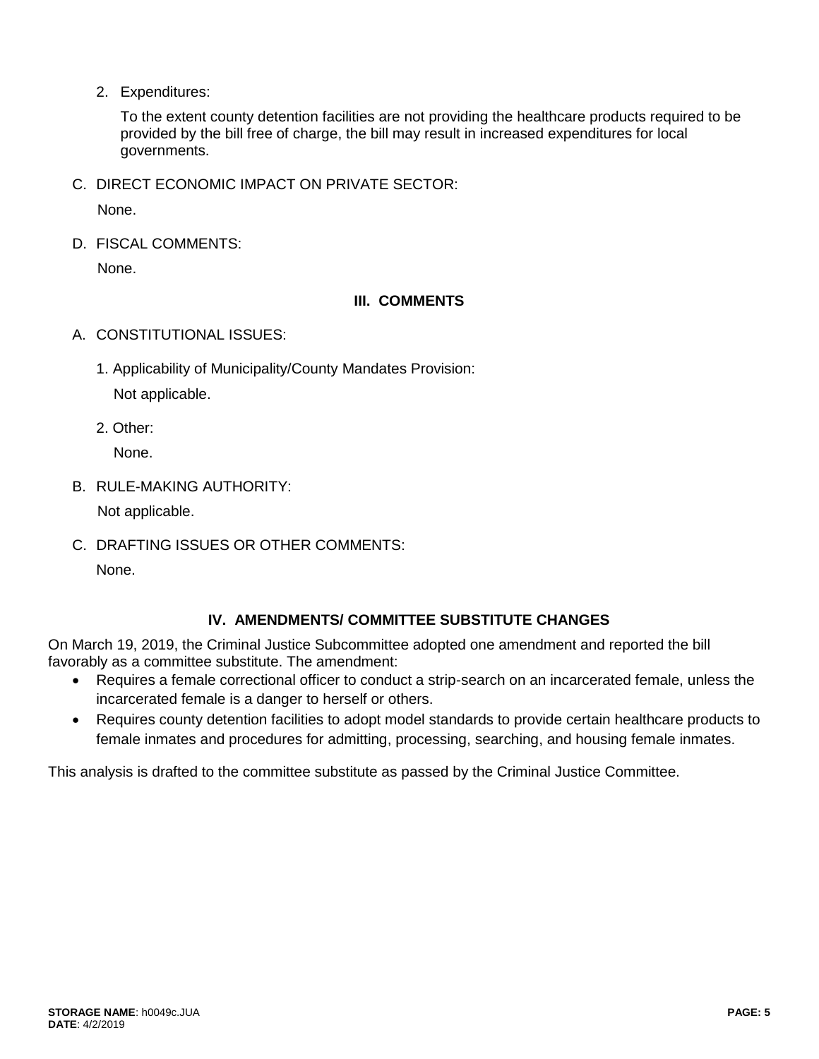2. Expenditures:

   To the extent county detention facilities are not providing the healthcare products required to be provided by the bill free of charge, the bill may result in increased expenditures for local governments.

C. DIRECT ECONOMIC IMPACT ON PRIVATE SECTOR:

   None.

D. FISCAL COMMENTS:

   None.

## III. COMMENTS

A. CONSTITUTIONAL ISSUES:

   1. Applicability of Municipality/County Mandates Provision:

      Not applicable.

   2. Other:

      None.

B. RULE-MAKING AUTHORITY:

   Not applicable.

C. DRAFTING ISSUES OR OTHER COMMENTS:

   None.

## IV. AMENDMENTS/ COMMITTEE SUBSTITUTE CHANGES

On March 19, 2019, the Criminal Justice Subcommittee adopted one amendment and reported the bill favorably as a committee substitute. The amendment:

- Requires a female correctional officer to conduct a strip-search on an incarcerated female, unless the incarcerated female is a danger to herself or others.
- Requires county detention facilities to adopt model standards to provide certain healthcare products to female inmates and procedures for admitting, processing, searching, and housing female inmates.

This analysis is drafted to the committee substitute as passed by the Criminal Justice Committee.